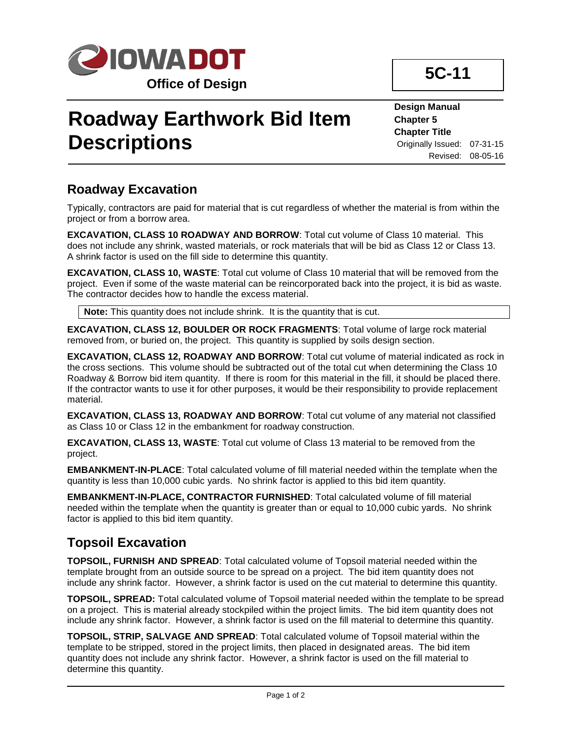IOWADOT

**Office of Design**

**5C-11**

# Roadway Earthwork Bid Item Descriptions

**Design Manual**
**Chapter 5**
**Chapter Title**
Originally Issued: 07-31-15
Revised: 08-05-16

## Roadway Excavation

Typically, contractors are paid for material that is cut regardless of whether the material is from within the project or from a borrow area.

**EXCAVATION, CLASS 10 ROADWAY AND BORROW**: Total cut volume of Class 10 material. This does not include any shrink, wasted materials, or rock materials that will be bid as Class 12 or Class 13. A shrink factor is used on the fill side to determine this quantity.

**EXCAVATION, CLASS 10, WASTE**: Total cut volume of Class 10 material that will be removed from the project. Even if some of the waste material can be reincorporated back into the project, it is bid as waste. The contractor decides how to handle the excess material.

**Note:** This quantity does not include shrink. It is the quantity that is cut.

**EXCAVATION, CLASS 12, BOULDER OR ROCK FRAGMENTS**: Total volume of large rock material removed from, or buried on, the project. This quantity is supplied by soils design section.

**EXCAVATION, CLASS 12, ROADWAY AND BORROW**: Total cut volume of material indicated as rock in the cross sections. This volume should be subtracted out of the total cut when determining the Class 10 Roadway & Borrow bid item quantity. If there is room for this material in the fill, it should be placed there. If the contractor wants to use it for other purposes, it would be their responsibility to provide replacement material.

**EXCAVATION, CLASS 13, ROADWAY AND BORROW**: Total cut volume of any material not classified as Class 10 or Class 12 in the embankment for roadway construction.

**EXCAVATION, CLASS 13, WASTE**: Total cut volume of Class 13 material to be removed from the project.

**EMBANKMENT-IN-PLACE**: Total calculated volume of fill material needed within the template when the quantity is less than 10,000 cubic yards. No shrink factor is applied to this bid item quantity.

**EMBANKMENT-IN-PLACE, CONTRACTOR FURNISHED**: Total calculated volume of fill material needed within the template when the quantity is greater than or equal to 10,000 cubic yards. No shrink factor is applied to this bid item quantity.

## Topsoil Excavation

**TOPSOIL, FURNISH AND SPREAD**: Total calculated volume of Topsoil material needed within the template brought from an outside source to be spread on a project. The bid item quantity does not include any shrink factor. However, a shrink factor is used on the cut material to determine this quantity.

**TOPSOIL, SPREAD:** Total calculated volume of Topsoil material needed within the template to be spread on a project. This is material already stockpiled within the project limits. The bid item quantity does not include any shrink factor. However, a shrink factor is used on the fill material to determine this quantity.

**TOPSOIL, STRIP, SALVAGE AND SPREAD**: Total calculated volume of Topsoil material within the template to be stripped, stored in the project limits, then placed in designated areas. The bid item quantity does not include any shrink factor. However, a shrink factor is used on the fill material to determine this quantity.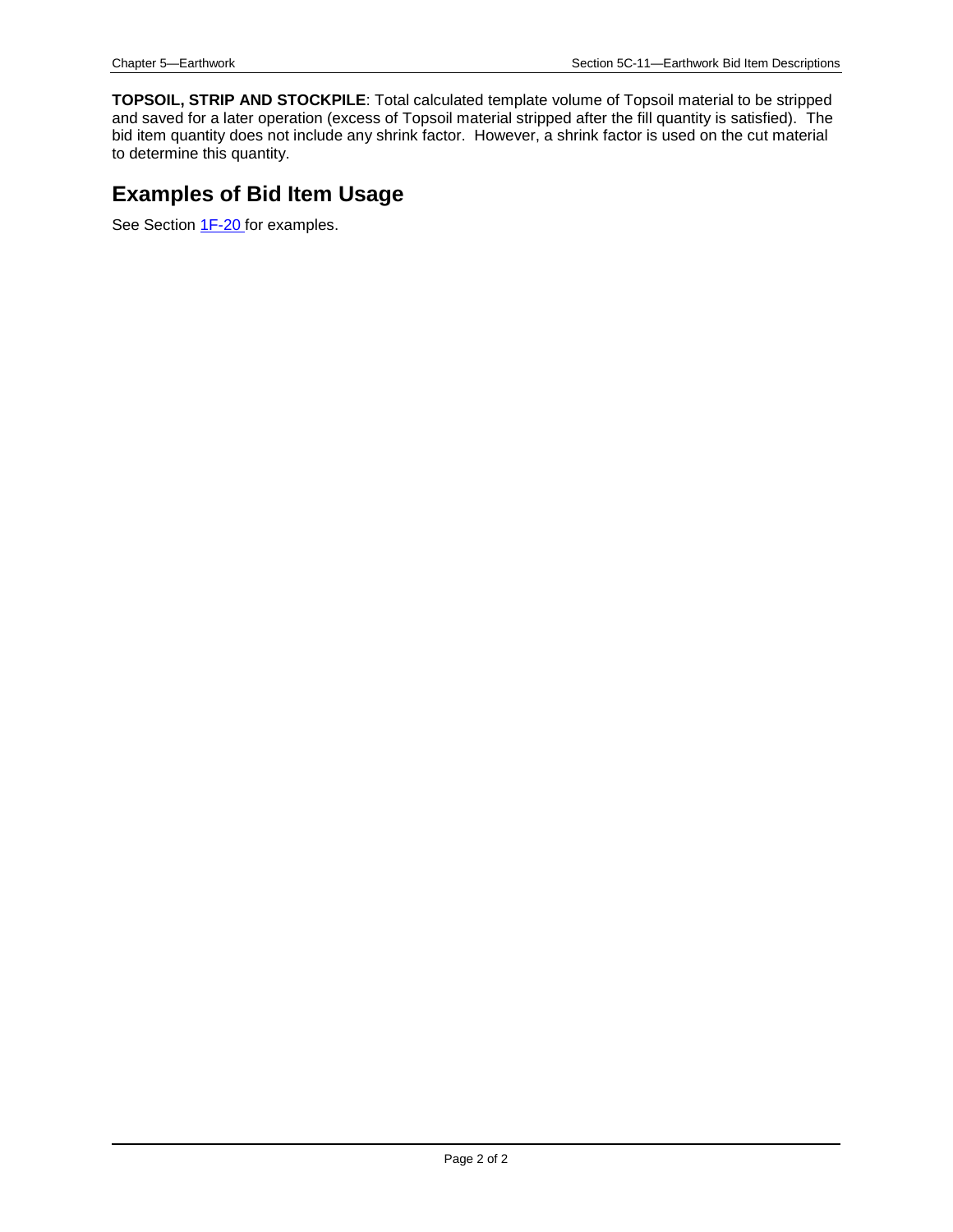**TOPSOIL, STRIP AND STOCKPILE**: Total calculated template volume of Topsoil material to be stripped and saved for a later operation (excess of Topsoil material stripped after the fill quantity is satisfied). The bid item quantity does not include any shrink factor. However, a shrink factor is used on the cut material to determine this quantity.

## Examples of Bid Item Usage

See Section 1F-20 for examples.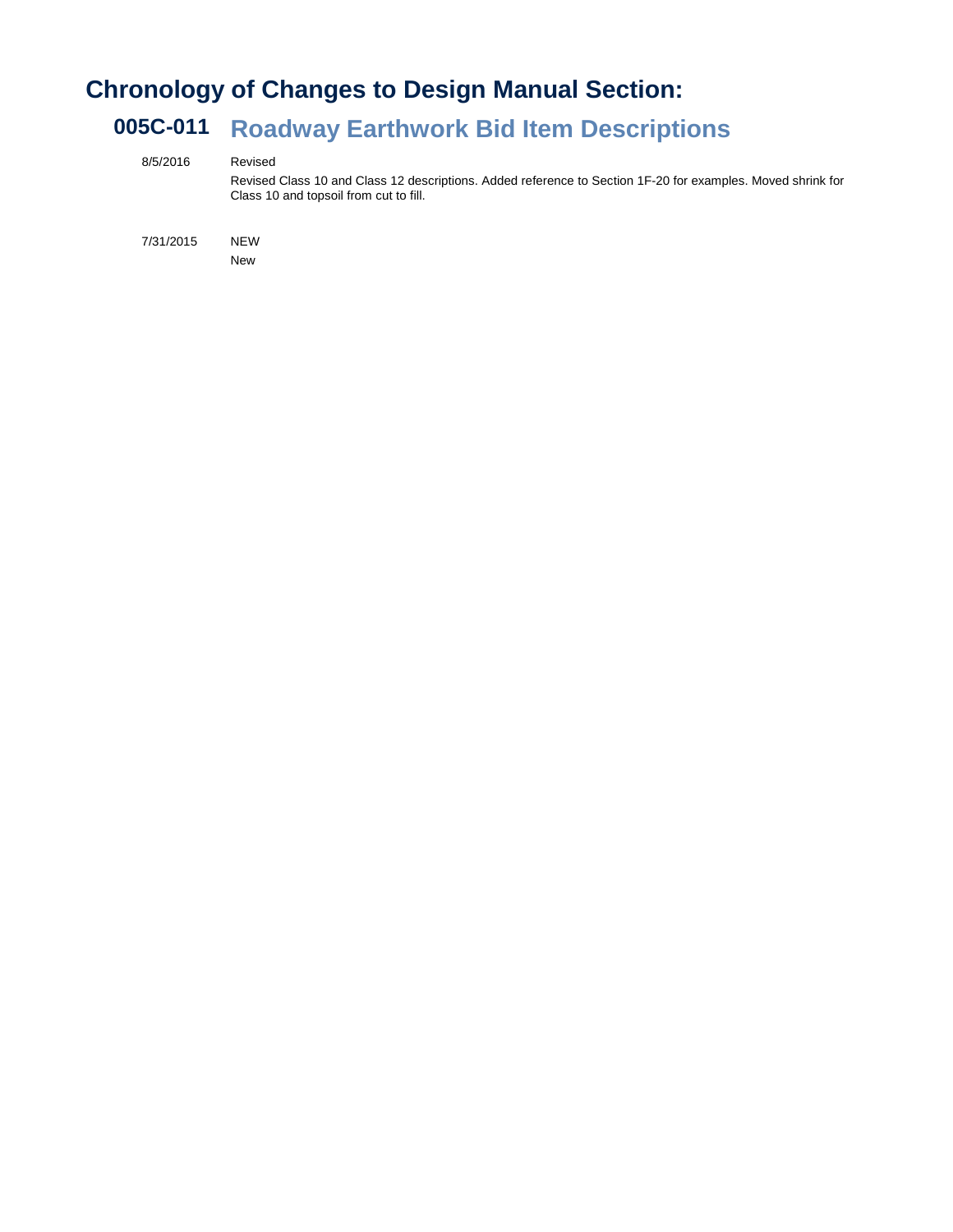# Chronology of Changes to Design Manual Section:

## 005C-011 Roadway Earthwork Bid Item Descriptions

8/5/2016 Revised

Revised Class 10 and Class 12 descriptions. Added reference to Section 1F-20 for examples. Moved shrink for Class 10 and topsoil from cut to fill.

7/31/2015 NEW

New